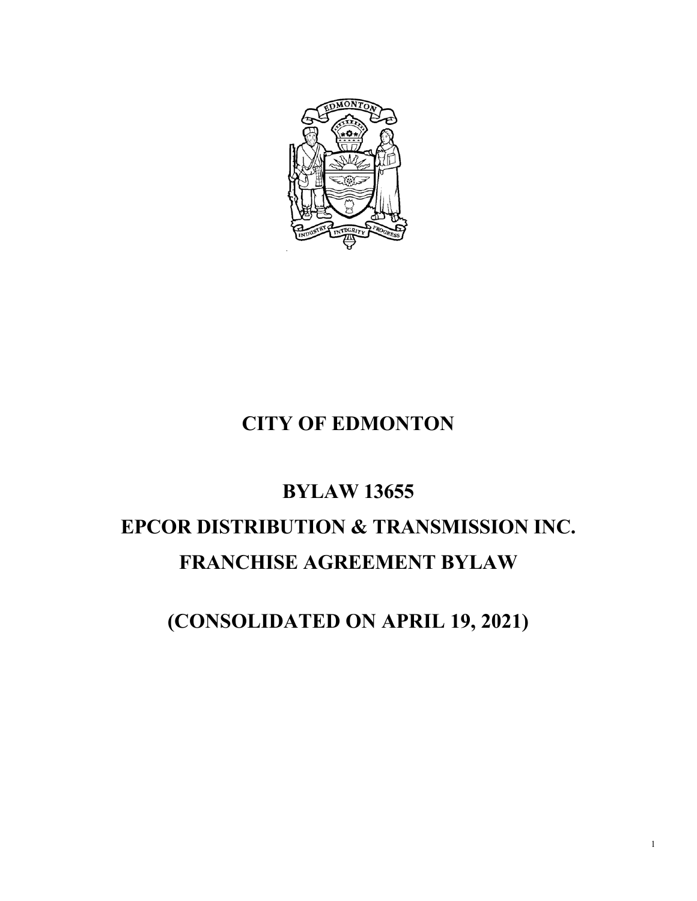# CITY OF EDMONTON

# BYLAW 13655

# EPCOR DISTRIBUTION & TRANSMISSION INC.

# FRANCHISE AGREEMENT BYLAW

# (CONSOLIDATED ON APRIL 19, 2021)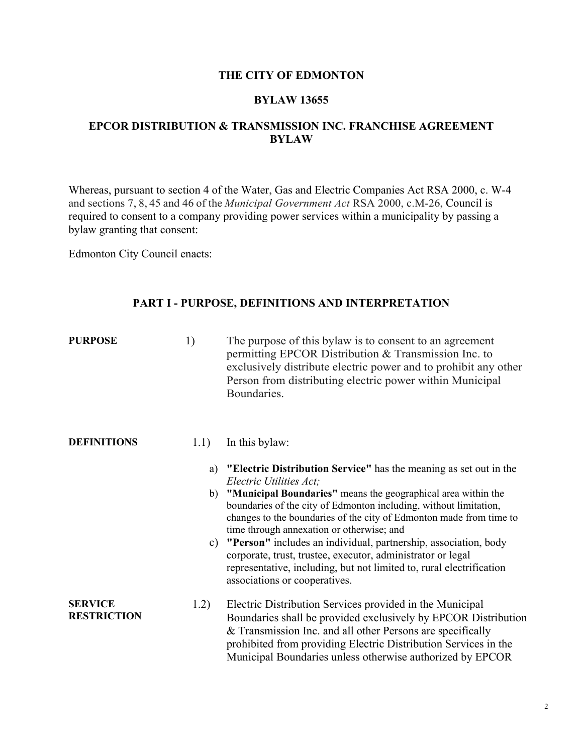**THE CITY OF EDMONTON**

**BYLAW 13655**

**EPCOR DISTRIBUTION & TRANSMISSION INC. FRANCHISE AGREEMENT BYLAW**

Whereas, pursuant to section 4 of the Water, Gas and Electric Companies Act RSA 2000, c. W-4 and sections 7, 8, 45 and 46 of the *Municipal Government Act* RSA 2000, c.M-26, Council is required to consent to a company providing power services within a municipality by passing a bylaw granting that consent:

Edmonton City Council enacts:

## PART I - PURPOSE, DEFINITIONS AND INTERPRETATION

**PURPOSE**

1) The purpose of this bylaw is to consent to an agreement permitting EPCOR Distribution & Transmission Inc. to exclusively distribute electric power and to prohibit any other Person from distributing electric power within Municipal Boundaries.

**DEFINITIONS**

1.1) In this bylaw:

a) **"Electric Distribution Service"** has the meaning as set out in the *Electric Utilities Act;*

b) **"Municipal Boundaries"** means the geographical area within the boundaries of the city of Edmonton including, without limitation, changes to the boundaries of the city of Edmonton made from time to time through annexation or otherwise; and

c) **"Person"** includes an individual, partnership, association, body corporate, trust, trustee, executor, administrator or legal representative, including, but not limited to, rural electrification associations or cooperatives.

**SERVICE RESTRICTION**

1.2) Electric Distribution Services provided in the Municipal Boundaries shall be provided exclusively by EPCOR Distribution & Transmission Inc. and all other Persons are specifically prohibited from providing Electric Distribution Services in the Municipal Boundaries unless otherwise authorized by EPCOR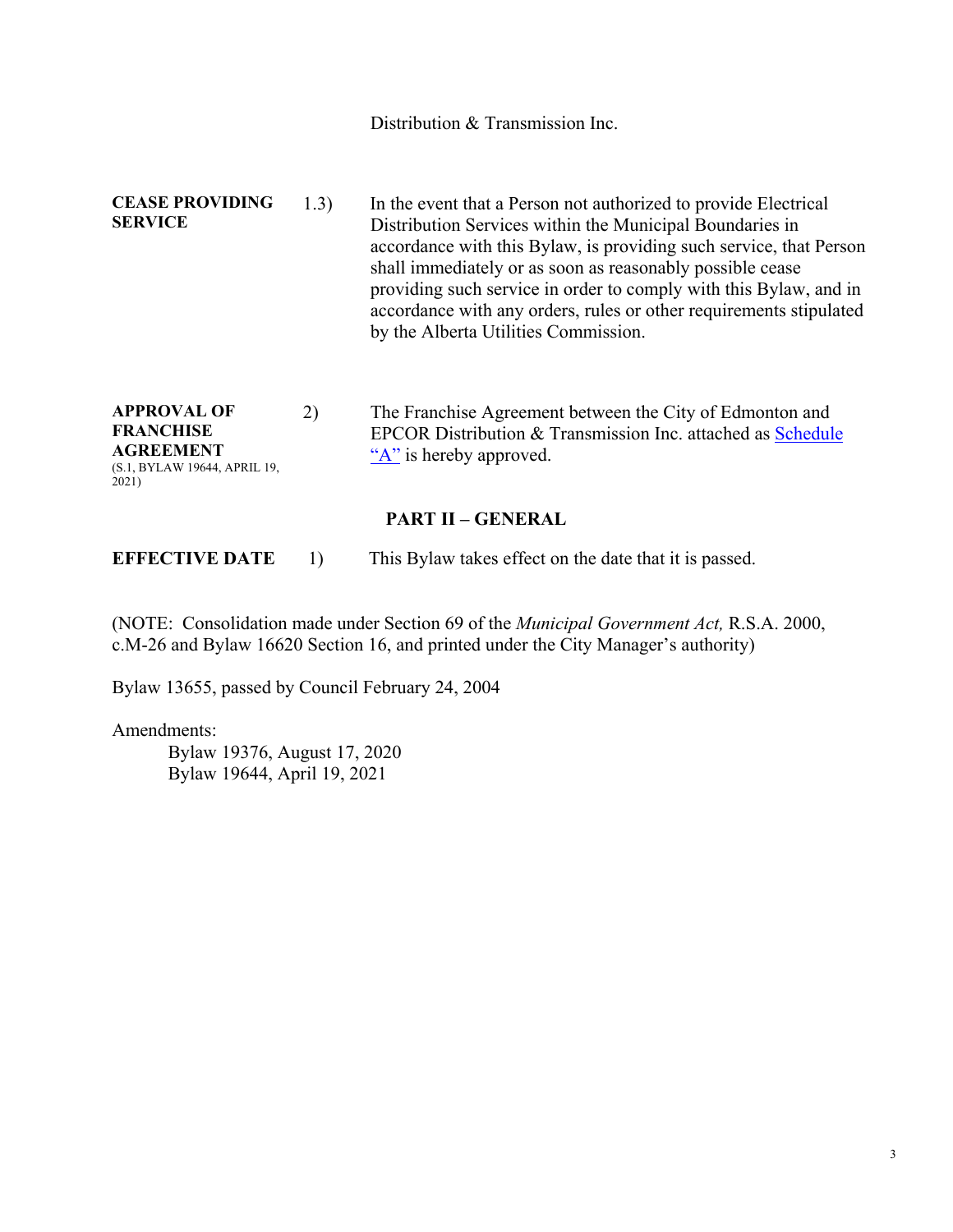Distribution & Transmission Inc.

**CEASE PROVIDING SERVICE**

1.3) In the event that a Person not authorized to provide Electrical Distribution Services within the Municipal Boundaries in accordance with this Bylaw, is providing such service, that Person shall immediately or as soon as reasonably possible cease providing such service in order to comply with this Bylaw, and in accordance with any orders, rules or other requirements stipulated by the Alberta Utilities Commission.

**APPROVAL OF FRANCHISE AGREEMENT**
(S.1, BYLAW 19644, APRIL 19, 2021)

2) The Franchise Agreement between the City of Edmonton and EPCOR Distribution & Transmission Inc. attached as Schedule "A" is hereby approved.

## PART II – GENERAL

**EFFECTIVE DATE**

1) This Bylaw takes effect on the date that it is passed.

(NOTE: Consolidation made under Section 69 of the *Municipal Government Act,* R.S.A. 2000, c.M-26 and Bylaw 16620 Section 16, and printed under the City Manager's authority)

Bylaw 13655, passed by Council February 24, 2004

Amendments:

Bylaw 19376, August 17, 2020
Bylaw 19644, April 19, 2021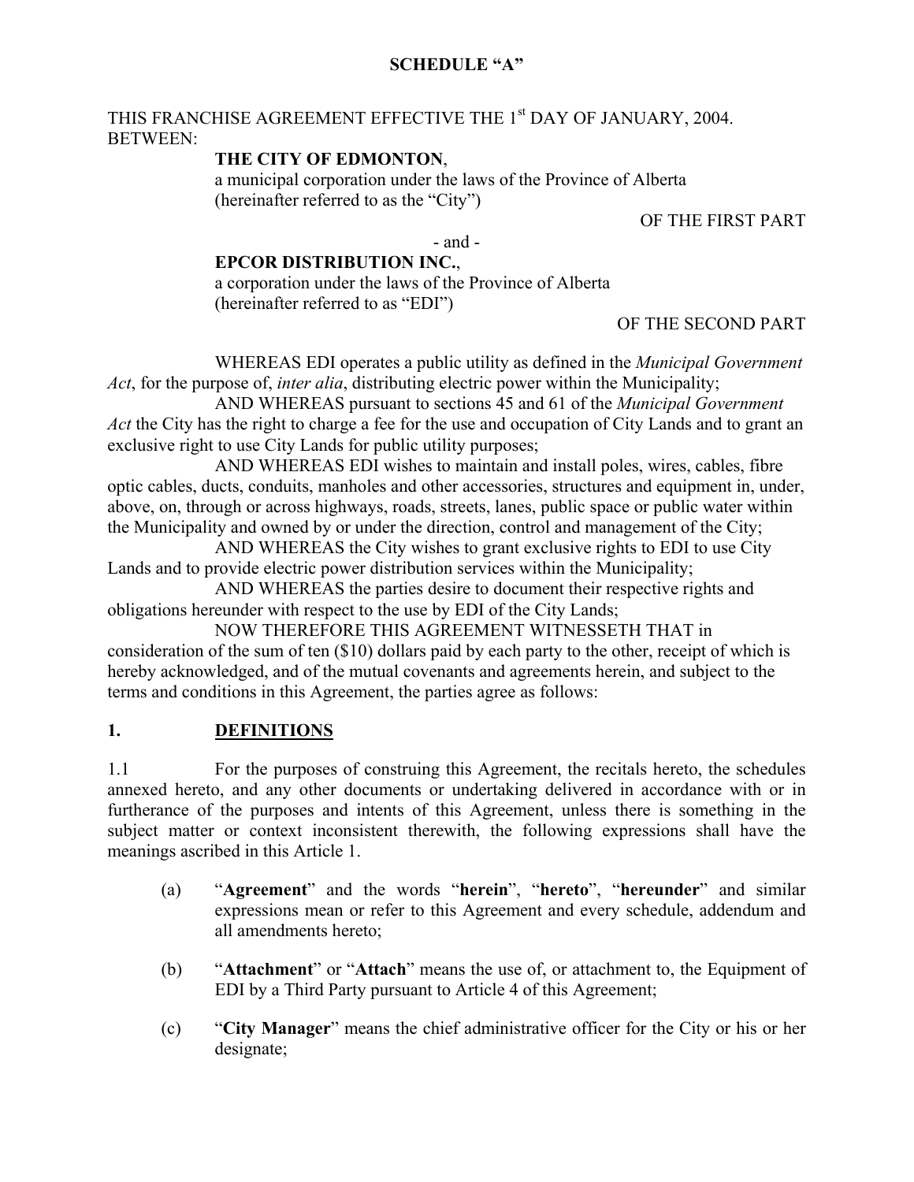**SCHEDULE "A"**

THIS FRANCHISE AGREEMENT EFFECTIVE THE 1st DAY OF JANUARY, 2004.
BETWEEN:

**THE CITY OF EDMONTON**,
a municipal corporation under the laws of the Province of Alberta
(hereinafter referred to as the "City")

OF THE FIRST PART

\- and -

**EPCOR DISTRIBUTION INC.**,
a corporation under the laws of the Province of Alberta
(hereinafter referred to as "EDI")

OF THE SECOND PART

WHEREAS EDI operates a public utility as defined in the *Municipal Government Act*, for the purpose of, *inter alia*, distributing electric power within the Municipality;

AND WHEREAS pursuant to sections 45 and 61 of the *Municipal Government Act* the City has the right to charge a fee for the use and occupation of City Lands and to grant an exclusive right to use City Lands for public utility purposes;

AND WHEREAS EDI wishes to maintain and install poles, wires, cables, fibre optic cables, ducts, conduits, manholes and other accessories, structures and equipment in, under, above, on, through or across highways, roads, streets, lanes, public space or public water within the Municipality and owned by or under the direction, control and management of the City;

AND WHEREAS the City wishes to grant exclusive rights to EDI to use City Lands and to provide electric power distribution services within the Municipality;

AND WHEREAS the parties desire to document their respective rights and obligations hereunder with respect to the use by EDI of the City Lands;

NOW THEREFORE THIS AGREEMENT WITNESSETH THAT in consideration of the sum of ten ($10) dollars paid by each party to the other, receipt of which is hereby acknowledged, and of the mutual covenants and agreements herein, and subject to the terms and conditions in this Agreement, the parties agree as follows:

## 1. DEFINITIONS

1.1 For the purposes of construing this Agreement, the recitals hereto, the schedules annexed hereto, and any other documents or undertaking delivered in accordance with or in furtherance of the purposes and intents of this Agreement, unless there is something in the subject matter or context inconsistent therewith, the following expressions shall have the meanings ascribed in this Article 1.

(a) "**Agreement**" and the words "**herein**", "**hereto**", "**hereunder**" and similar expressions mean or refer to this Agreement and every schedule, addendum and all amendments hereto;

(b) "**Attachment**" or "**Attach**" means the use of, or attachment to, the Equipment of EDI by a Third Party pursuant to Article 4 of this Agreement;

(c) "**City Manager**" means the chief administrative officer for the City or his or her designate;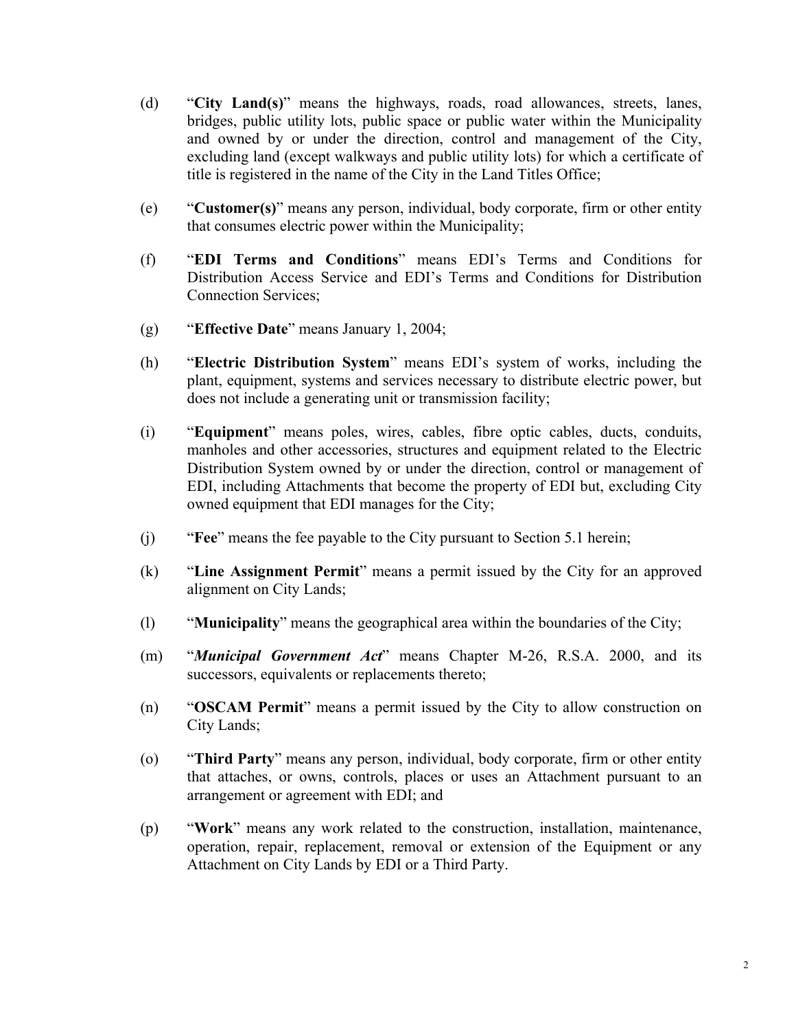(d) "**City Land(s)**" means the highways, roads, road allowances, streets, lanes, bridges, public utility lots, public space or public water within the Municipality and owned by or under the direction, control and management of the City, excluding land (except walkways and public utility lots) for which a certificate of title is registered in the name of the City in the Land Titles Office;

(e) "**Customer(s)**" means any person, individual, body corporate, firm or other entity that consumes electric power within the Municipality;

(f) "**EDI Terms and Conditions**" means EDI's Terms and Conditions for Distribution Access Service and EDI's Terms and Conditions for Distribution Connection Services;

(g) "**Effective Date**" means January 1, 2004;

(h) "**Electric Distribution System**" means EDI's system of works, including the plant, equipment, systems and services necessary to distribute electric power, but does not include a generating unit or transmission facility;

(i) "**Equipment**" means poles, wires, cables, fibre optic cables, ducts, conduits, manholes and other accessories, structures and equipment related to the Electric Distribution System owned by or under the direction, control or management of EDI, including Attachments that become the property of EDI but, excluding City owned equipment that EDI manages for the City;

(j) "**Fee**" means the fee payable to the City pursuant to Section 5.1 herein;

(k) "**Line Assignment Permit**" means a permit issued by the City for an approved alignment on City Lands;

(l) "**Municipality**" means the geographical area within the boundaries of the City;

(m) "***Municipal Government Act***" means Chapter M-26, R.S.A. 2000, and its successors, equivalents or replacements thereto;

(n) "**OSCAM Permit**" means a permit issued by the City to allow construction on City Lands;

(o) "**Third Party**" means any person, individual, body corporate, firm or other entity that attaches, or owns, controls, places or uses an Attachment pursuant to an arrangement or agreement with EDI; and

(p) "**Work**" means any work related to the construction, installation, maintenance, operation, repair, replacement, removal or extension of the Equipment or any Attachment on City Lands by EDI or a Third Party.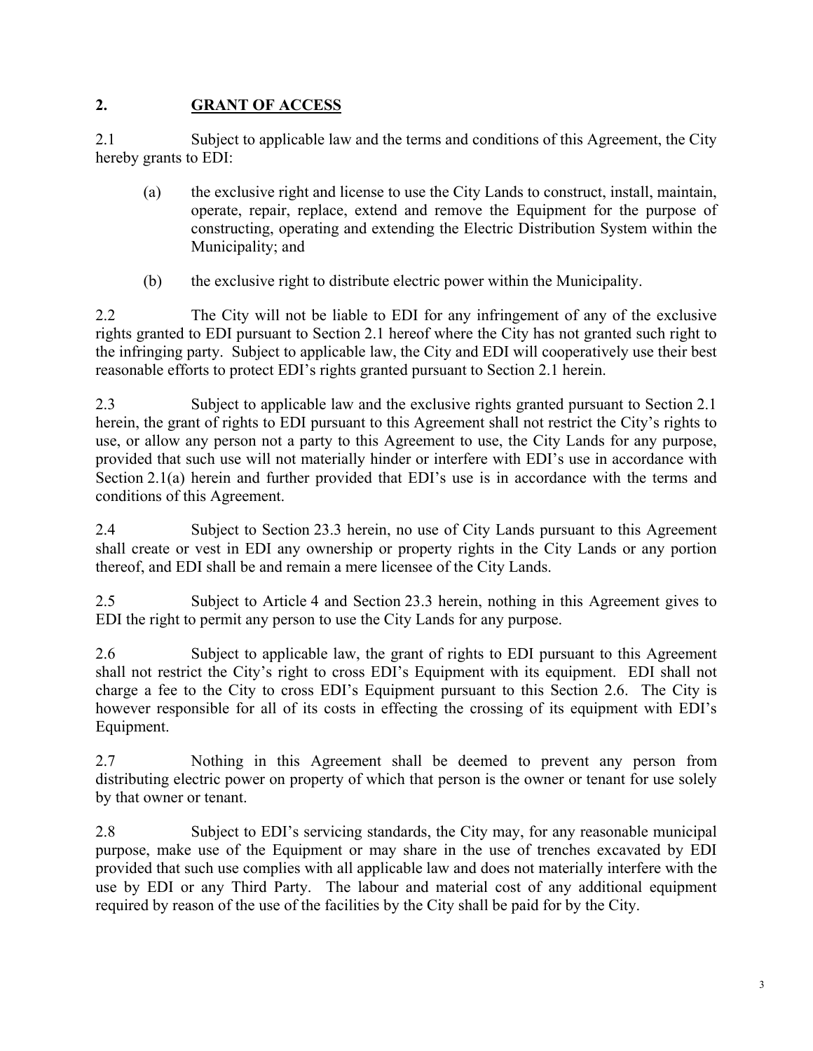## 2. **GRANT OF ACCESS**

2.1 Subject to applicable law and the terms and conditions of this Agreement, the City hereby grants to EDI:

(a) the exclusive right and license to use the City Lands to construct, install, maintain, operate, repair, replace, extend and remove the Equipment for the purpose of constructing, operating and extending the Electric Distribution System within the Municipality; and

(b) the exclusive right to distribute electric power within the Municipality.

2.2 The City will not be liable to EDI for any infringement of any of the exclusive rights granted to EDI pursuant to Section 2.1 hereof where the City has not granted such right to the infringing party. Subject to applicable law, the City and EDI will cooperatively use their best reasonable efforts to protect EDI's rights granted pursuant to Section 2.1 herein.

2.3 Subject to applicable law and the exclusive rights granted pursuant to Section 2.1 herein, the grant of rights to EDI pursuant to this Agreement shall not restrict the City's rights to use, or allow any person not a party to this Agreement to use, the City Lands for any purpose, provided that such use will not materially hinder or interfere with EDI's use in accordance with Section 2.1(a) herein and further provided that EDI's use is in accordance with the terms and conditions of this Agreement.

2.4 Subject to Section 23.3 herein, no use of City Lands pursuant to this Agreement shall create or vest in EDI any ownership or property rights in the City Lands or any portion thereof, and EDI shall be and remain a mere licensee of the City Lands.

2.5 Subject to Article 4 and Section 23.3 herein, nothing in this Agreement gives to EDI the right to permit any person to use the City Lands for any purpose.

2.6 Subject to applicable law, the grant of rights to EDI pursuant to this Agreement shall not restrict the City's right to cross EDI's Equipment with its equipment. EDI shall not charge a fee to the City to cross EDI's Equipment pursuant to this Section 2.6. The City is however responsible for all of its costs in effecting the crossing of its equipment with EDI's Equipment.

2.7 Nothing in this Agreement shall be deemed to prevent any person from distributing electric power on property of which that person is the owner or tenant for use solely by that owner or tenant.

2.8 Subject to EDI's servicing standards, the City may, for any reasonable municipal purpose, make use of the Equipment or may share in the use of trenches excavated by EDI provided that such use complies with all applicable law and does not materially interfere with the use by EDI or any Third Party. The labour and material cost of any additional equipment required by reason of the use of the facilities by the City shall be paid for by the City.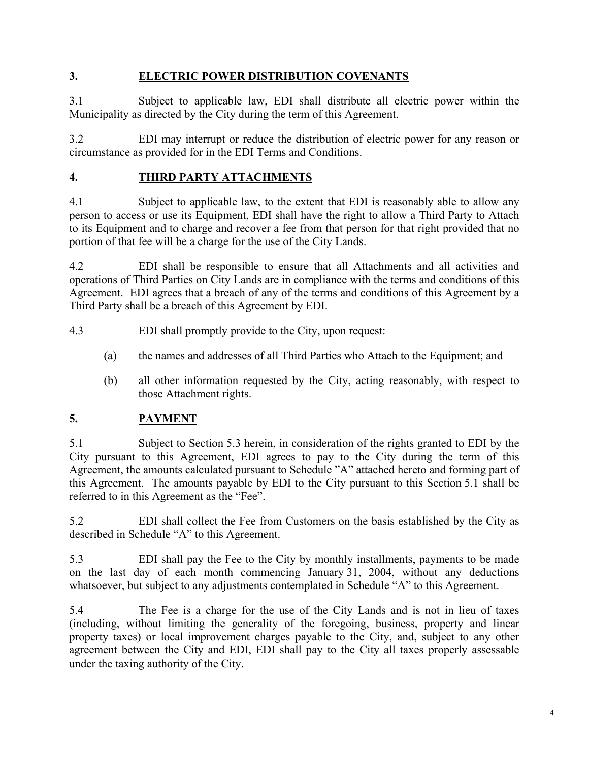## 3. ELECTRIC POWER DISTRIBUTION COVENANTS

3.1 Subject to applicable law, EDI shall distribute all electric power within the Municipality as directed by the City during the term of this Agreement.

3.2 EDI may interrupt or reduce the distribution of electric power for any reason or circumstance as provided for in the EDI Terms and Conditions.

## 4. THIRD PARTY ATTACHMENTS

4.1 Subject to applicable law, to the extent that EDI is reasonably able to allow any person to access or use its Equipment, EDI shall have the right to allow a Third Party to Attach to its Equipment and to charge and recover a fee from that person for that right provided that no portion of that fee will be a charge for the use of the City Lands.

4.2 EDI shall be responsible to ensure that all Attachments and all activities and operations of Third Parties on City Lands are in compliance with the terms and conditions of this Agreement. EDI agrees that a breach of any of the terms and conditions of this Agreement by a Third Party shall be a breach of this Agreement by EDI.

4.3 EDI shall promptly provide to the City, upon request:

(a) the names and addresses of all Third Parties who Attach to the Equipment; and

(b) all other information requested by the City, acting reasonably, with respect to those Attachment rights.

## 5. PAYMENT

5.1 Subject to Section 5.3 herein, in consideration of the rights granted to EDI by the City pursuant to this Agreement, EDI agrees to pay to the City during the term of this Agreement, the amounts calculated pursuant to Schedule "A" attached hereto and forming part of this Agreement. The amounts payable by EDI to the City pursuant to this Section 5.1 shall be referred to in this Agreement as the "Fee".

5.2 EDI shall collect the Fee from Customers on the basis established by the City as described in Schedule "A" to this Agreement.

5.3 EDI shall pay the Fee to the City by monthly installments, payments to be made on the last day of each month commencing January 31, 2004, without any deductions whatsoever, but subject to any adjustments contemplated in Schedule "A" to this Agreement.

5.4 The Fee is a charge for the use of the City Lands and is not in lieu of taxes (including, without limiting the generality of the foregoing, business, property and linear property taxes) or local improvement charges payable to the City, and, subject to any other agreement between the City and EDI, EDI shall pay to the City all taxes properly assessable under the taxing authority of the City.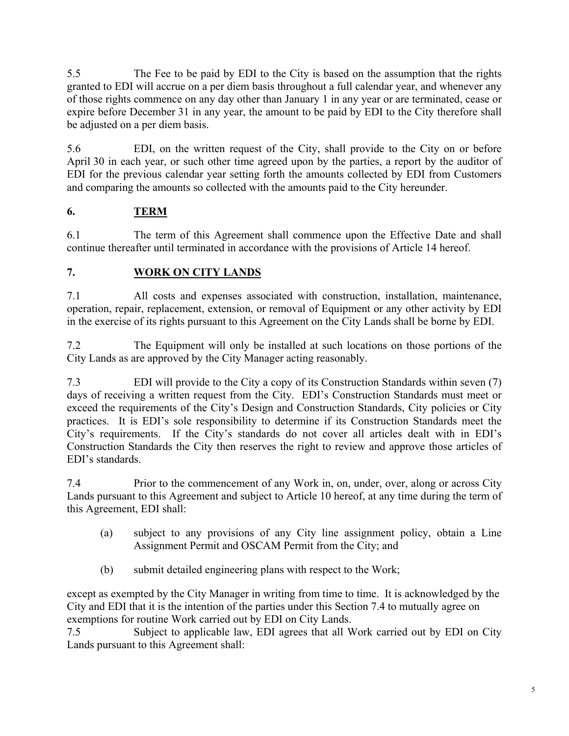5.5 The Fee to be paid by EDI to the City is based on the assumption that the rights granted to EDI will accrue on a per diem basis throughout a full calendar year, and whenever any of those rights commence on any day other than January 1 in any year or are terminated, cease or expire before December 31 in any year, the amount to be paid by EDI to the City therefore shall be adjusted on a per diem basis.

5.6 EDI, on the written request of the City, shall provide to the City on or before April 30 in each year, or such other time agreed upon by the parties, a report by the auditor of EDI for the previous calendar year setting forth the amounts collected by EDI from Customers and comparing the amounts so collected with the amounts paid to the City hereunder.

## 6. <u>TERM</u>

6.1 The term of this Agreement shall commence upon the Effective Date and shall continue thereafter until terminated in accordance with the provisions of Article 14 hereof.

## 7. <u>WORK ON CITY LANDS</u>

7.1 All costs and expenses associated with construction, installation, maintenance, operation, repair, replacement, extension, or removal of Equipment or any other activity by EDI in the exercise of its rights pursuant to this Agreement on the City Lands shall be borne by EDI.

7.2 The Equipment will only be installed at such locations on those portions of the City Lands as are approved by the City Manager acting reasonably.

7.3 EDI will provide to the City a copy of its Construction Standards within seven (7) days of receiving a written request from the City. EDI's Construction Standards must meet or exceed the requirements of the City's Design and Construction Standards, City policies or City practices. It is EDI's sole responsibility to determine if its Construction Standards meet the City's requirements. If the City's standards do not cover all articles dealt with in EDI's Construction Standards the City then reserves the right to review and approve those articles of EDI's standards.

7.4 Prior to the commencement of any Work in, on, under, over, along or across City Lands pursuant to this Agreement and subject to Article 10 hereof, at any time during the term of this Agreement, EDI shall:

(a) subject to any provisions of any City line assignment policy, obtain a Line Assignment Permit and OSCAM Permit from the City; and

(b) submit detailed engineering plans with respect to the Work;

except as exempted by the City Manager in writing from time to time. It is acknowledged by the City and EDI that it is the intention of the parties under this Section 7.4 to mutually agree on exemptions for routine Work carried out by EDI on City Lands.

7.5 Subject to applicable law, EDI agrees that all Work carried out by EDI on City Lands pursuant to this Agreement shall: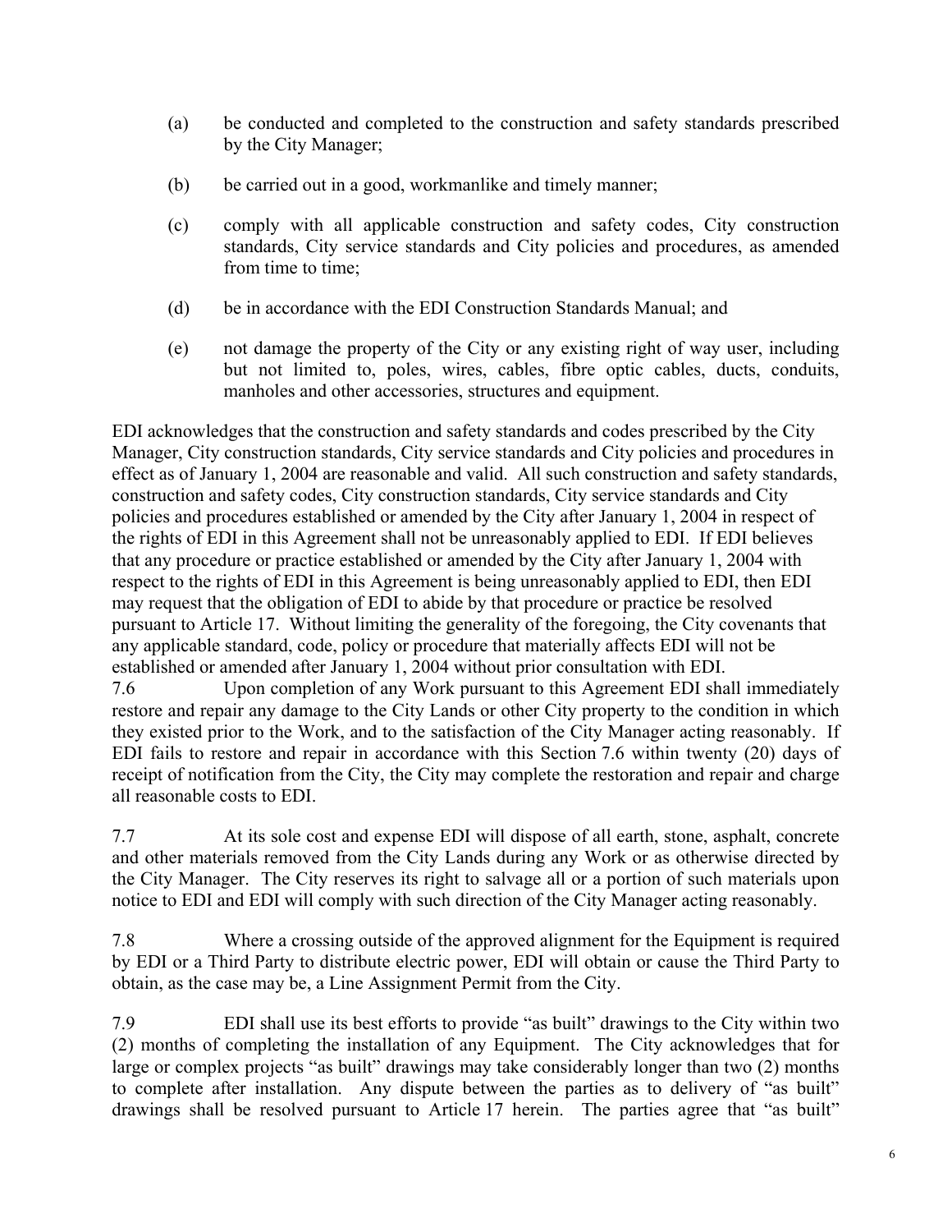(a) be conducted and completed to the construction and safety standards prescribed by the City Manager;

(b) be carried out in a good, workmanlike and timely manner;

(c) comply with all applicable construction and safety codes, City construction standards, City service standards and City policies and procedures, as amended from time to time;

(d) be in accordance with the EDI Construction Standards Manual; and

(e) not damage the property of the City or any existing right of way user, including but not limited to, poles, wires, cables, fibre optic cables, ducts, conduits, manholes and other accessories, structures and equipment.

EDI acknowledges that the construction and safety standards and codes prescribed by the City Manager, City construction standards, City service standards and City policies and procedures in effect as of January 1, 2004 are reasonable and valid. All such construction and safety standards, construction and safety codes, City construction standards, City service standards and City policies and procedures established or amended by the City after January 1, 2004 in respect of the rights of EDI in this Agreement shall not be unreasonably applied to EDI. If EDI believes that any procedure or practice established or amended by the City after January 1, 2004 with respect to the rights of EDI in this Agreement is being unreasonably applied to EDI, then EDI may request that the obligation of EDI to abide by that procedure or practice be resolved pursuant to Article 17. Without limiting the generality of the foregoing, the City covenants that any applicable standard, code, policy or procedure that materially affects EDI will not be established or amended after January 1, 2004 without prior consultation with EDI.

7.6 Upon completion of any Work pursuant to this Agreement EDI shall immediately restore and repair any damage to the City Lands or other City property to the condition in which they existed prior to the Work, and to the satisfaction of the City Manager acting reasonably. If EDI fails to restore and repair in accordance with this Section 7.6 within twenty (20) days of receipt of notification from the City, the City may complete the restoration and repair and charge all reasonable costs to EDI.

7.7 At its sole cost and expense EDI will dispose of all earth, stone, asphalt, concrete and other materials removed from the City Lands during any Work or as otherwise directed by the City Manager. The City reserves its right to salvage all or a portion of such materials upon notice to EDI and EDI will comply with such direction of the City Manager acting reasonably.

7.8 Where a crossing outside of the approved alignment for the Equipment is required by EDI or a Third Party to distribute electric power, EDI will obtain or cause the Third Party to obtain, as the case may be, a Line Assignment Permit from the City.

7.9 EDI shall use its best efforts to provide "as built" drawings to the City within two (2) months of completing the installation of any Equipment. The City acknowledges that for large or complex projects "as built" drawings may take considerably longer than two (2) months to complete after installation. Any dispute between the parties as to delivery of "as built" drawings shall be resolved pursuant to Article 17 herein. The parties agree that "as built"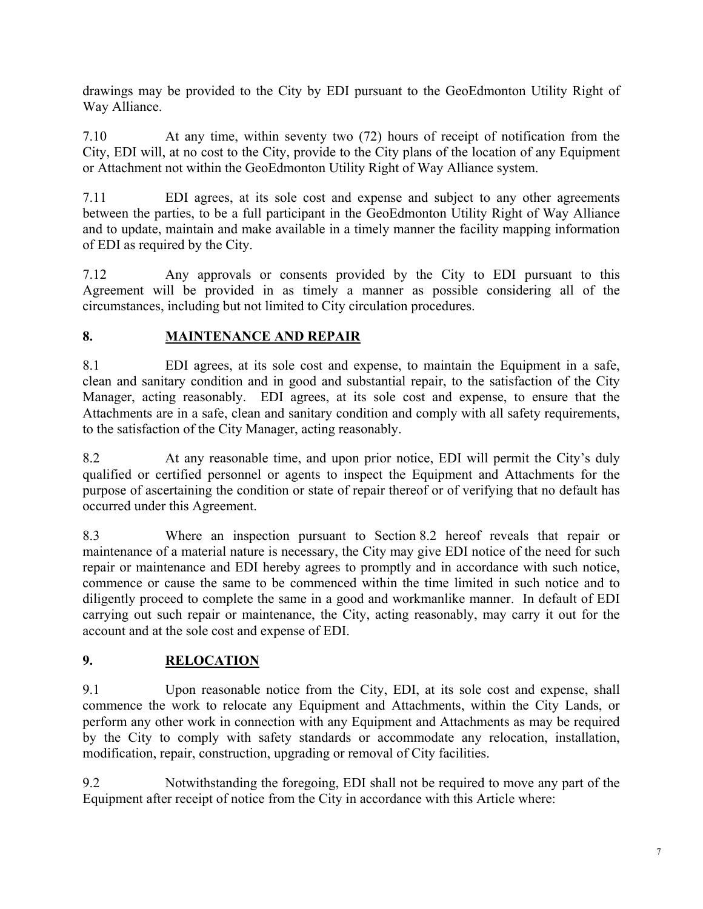drawings may be provided to the City by EDI pursuant to the GeoEdmonton Utility Right of Way Alliance.

7.10 At any time, within seventy two (72) hours of receipt of notification from the City, EDI will, at no cost to the City, provide to the City plans of the location of any Equipment or Attachment not within the GeoEdmonton Utility Right of Way Alliance system.

7.11 EDI agrees, at its sole cost and expense and subject to any other agreements between the parties, to be a full participant in the GeoEdmonton Utility Right of Way Alliance and to update, maintain and make available in a timely manner the facility mapping information of EDI as required by the City.

7.12 Any approvals or consents provided by the City to EDI pursuant to this Agreement will be provided in as timely a manner as possible considering all of the circumstances, including but not limited to City circulation procedures.

## 8. MAINTENANCE AND REPAIR

8.1 EDI agrees, at its sole cost and expense, to maintain the Equipment in a safe, clean and sanitary condition and in good and substantial repair, to the satisfaction of the City Manager, acting reasonably. EDI agrees, at its sole cost and expense, to ensure that the Attachments are in a safe, clean and sanitary condition and comply with all safety requirements, to the satisfaction of the City Manager, acting reasonably.

8.2 At any reasonable time, and upon prior notice, EDI will permit the City's duly qualified or certified personnel or agents to inspect the Equipment and Attachments for the purpose of ascertaining the condition or state of repair thereof or of verifying that no default has occurred under this Agreement.

8.3 Where an inspection pursuant to Section 8.2 hereof reveals that repair or maintenance of a material nature is necessary, the City may give EDI notice of the need for such repair or maintenance and EDI hereby agrees to promptly and in accordance with such notice, commence or cause the same to be commenced within the time limited in such notice and to diligently proceed to complete the same in a good and workmanlike manner. In default of EDI carrying out such repair or maintenance, the City, acting reasonably, may carry it out for the account and at the sole cost and expense of EDI.

## 9. RELOCATION

9.1 Upon reasonable notice from the City, EDI, at its sole cost and expense, shall commence the work to relocate any Equipment and Attachments, within the City Lands, or perform any other work in connection with any Equipment and Attachments as may be required by the City to comply with safety standards or accommodate any relocation, installation, modification, repair, construction, upgrading or removal of City facilities.

9.2 Notwithstanding the foregoing, EDI shall not be required to move any part of the Equipment after receipt of notice from the City in accordance with this Article where: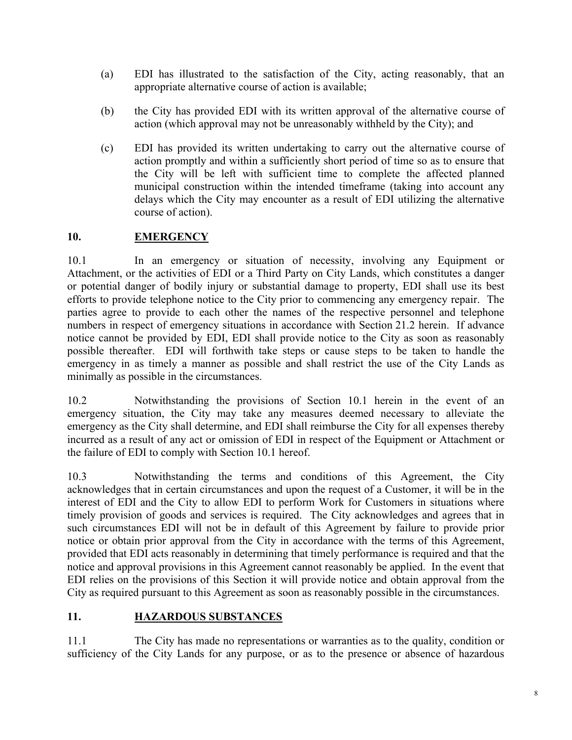(a) EDI has illustrated to the satisfaction of the City, acting reasonably, that an appropriate alternative course of action is available;

(b) the City has provided EDI with its written approval of the alternative course of action (which approval may not be unreasonably withheld by the City); and

(c) EDI has provided its written undertaking to carry out the alternative course of action promptly and within a sufficiently short period of time so as to ensure that the City will be left with sufficient time to complete the affected planned municipal construction within the intended timeframe (taking into account any delays which the City may encounter as a result of EDI utilizing the alternative course of action).

## 10. EMERGENCY

10.1 In an emergency or situation of necessity, involving any Equipment or Attachment, or the activities of EDI or a Third Party on City Lands, which constitutes a danger or potential danger of bodily injury or substantial damage to property, EDI shall use its best efforts to provide telephone notice to the City prior to commencing any emergency repair. The parties agree to provide to each other the names of the respective personnel and telephone numbers in respect of emergency situations in accordance with Section 21.2 herein. If advance notice cannot be provided by EDI, EDI shall provide notice to the City as soon as reasonably possible thereafter. EDI will forthwith take steps or cause steps to be taken to handle the emergency in as timely a manner as possible and shall restrict the use of the City Lands as minimally as possible in the circumstances.

10.2 Notwithstanding the provisions of Section 10.1 herein in the event of an emergency situation, the City may take any measures deemed necessary to alleviate the emergency as the City shall determine, and EDI shall reimburse the City for all expenses thereby incurred as a result of any act or omission of EDI in respect of the Equipment or Attachment or the failure of EDI to comply with Section 10.1 hereof.

10.3 Notwithstanding the terms and conditions of this Agreement, the City acknowledges that in certain circumstances and upon the request of a Customer, it will be in the interest of EDI and the City to allow EDI to perform Work for Customers in situations where timely provision of goods and services is required. The City acknowledges and agrees that in such circumstances EDI will not be in default of this Agreement by failure to provide prior notice or obtain prior approval from the City in accordance with the terms of this Agreement, provided that EDI acts reasonably in determining that timely performance is required and that the notice and approval provisions in this Agreement cannot reasonably be applied. In the event that EDI relies on the provisions of this Section it will provide notice and obtain approval from the City as required pursuant to this Agreement as soon as reasonably possible in the circumstances.

## 11. HAZARDOUS SUBSTANCES

11.1 The City has made no representations or warranties as to the quality, condition or sufficiency of the City Lands for any purpose, or as to the presence or absence of hazardous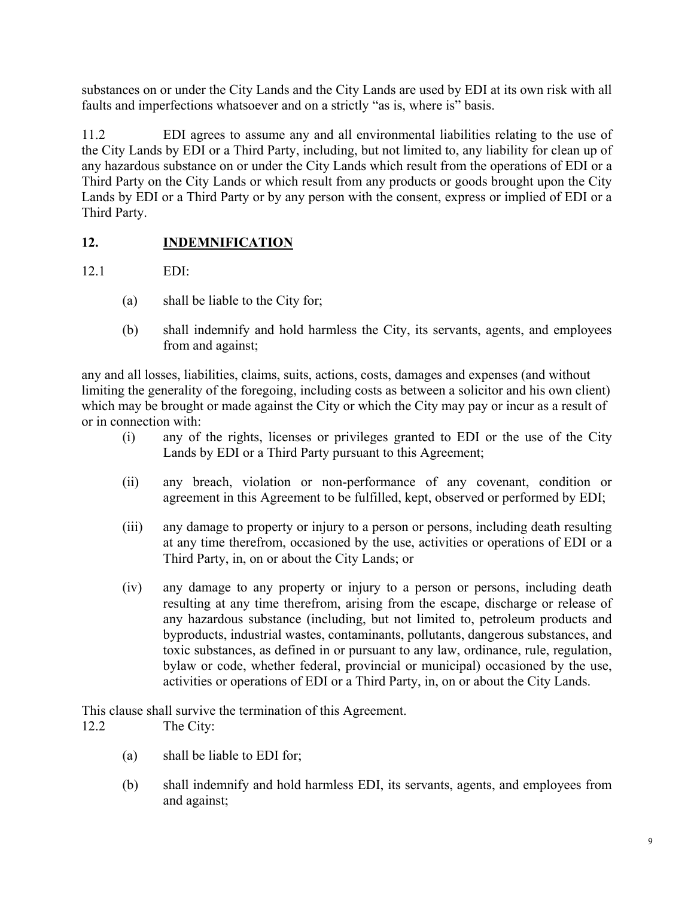substances on or under the City Lands and the City Lands are used by EDI at its own risk with all faults and imperfections whatsoever and on a strictly "as is, where is" basis.

11.2 EDI agrees to assume any and all environmental liabilities relating to the use of the City Lands by EDI or a Third Party, including, but not limited to, any liability for clean up of any hazardous substance on or under the City Lands which result from the operations of EDI or a Third Party on the City Lands or which result from any products or goods brought upon the City Lands by EDI or a Third Party or by any person with the consent, express or implied of EDI or a Third Party.

## 12. <u>INDEMNIFICATION</u>

12.1 EDI:

(a) shall be liable to the City for;

(b) shall indemnify and hold harmless the City, its servants, agents, and employees from and against;

any and all losses, liabilities, claims, suits, actions, costs, damages and expenses (and without limiting the generality of the foregoing, including costs as between a solicitor and his own client) which may be brought or made against the City or which the City may pay or incur as a result of or in connection with:

(i) any of the rights, licenses or privileges granted to EDI or the use of the City Lands by EDI or a Third Party pursuant to this Agreement;

(ii) any breach, violation or non-performance of any covenant, condition or agreement in this Agreement to be fulfilled, kept, observed or performed by EDI;

(iii) any damage to property or injury to a person or persons, including death resulting at any time therefrom, occasioned by the use, activities or operations of EDI or a Third Party, in, on or about the City Lands; or

(iv) any damage to any property or injury to a person or persons, including death resulting at any time therefrom, arising from the escape, discharge or release of any hazardous substance (including, but not limited to, petroleum products and byproducts, industrial wastes, contaminants, pollutants, dangerous substances, and toxic substances, as defined in or pursuant to any law, ordinance, rule, regulation, bylaw or code, whether federal, provincial or municipal) occasioned by the use, activities or operations of EDI or a Third Party, in, on or about the City Lands.

This clause shall survive the termination of this Agreement.

12.2 The City:

(a) shall be liable to EDI for;

(b) shall indemnify and hold harmless EDI, its servants, agents, and employees from and against;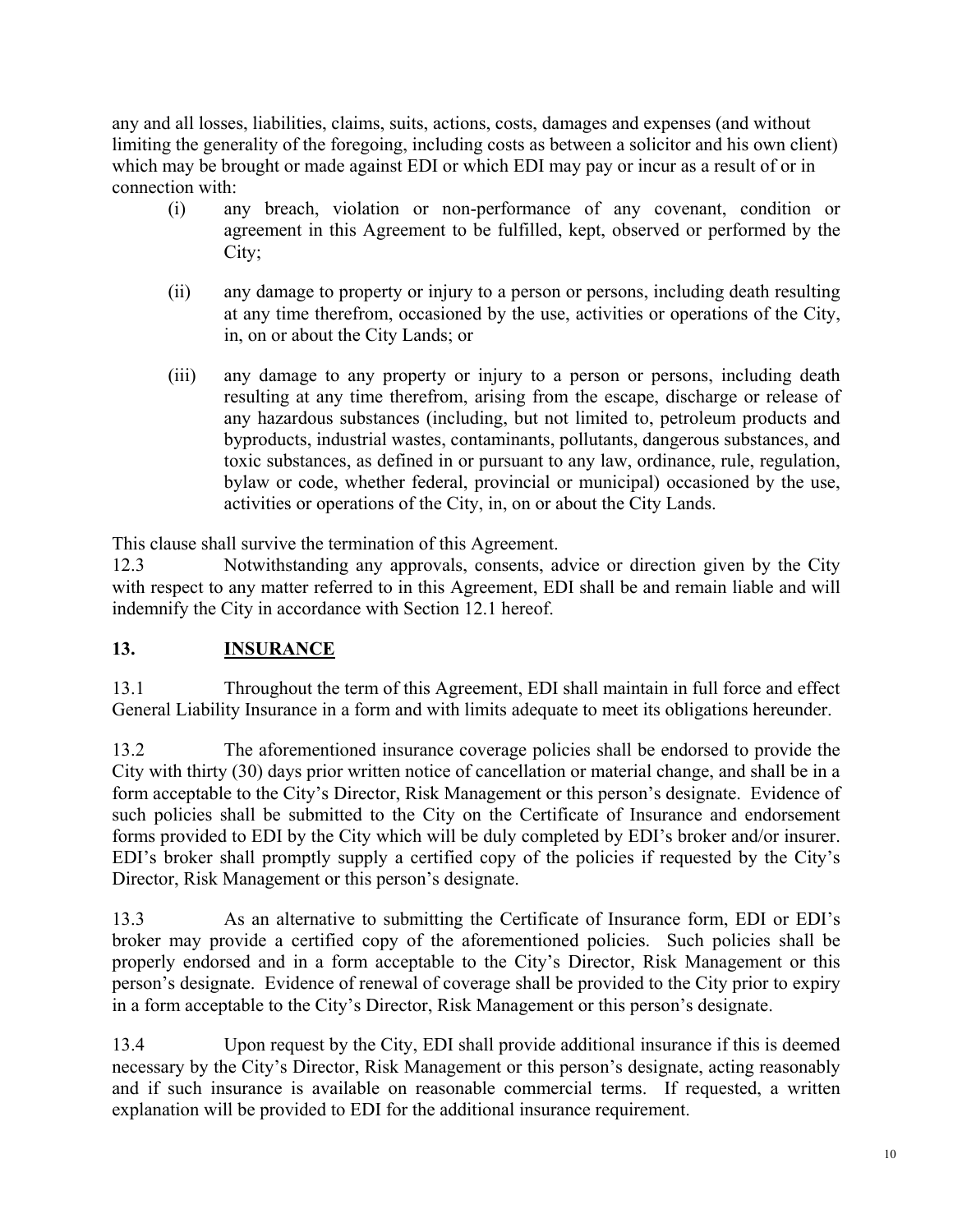any and all losses, liabilities, claims, suits, actions, costs, damages and expenses (and without limiting the generality of the foregoing, including costs as between a solicitor and his own client) which may be brought or made against EDI or which EDI may pay or incur as a result of or in connection with:

(i) any breach, violation or non-performance of any covenant, condition or agreement in this Agreement to be fulfilled, kept, observed or performed by the City;

(ii) any damage to property or injury to a person or persons, including death resulting at any time therefrom, occasioned by the use, activities or operations of the City, in, on or about the City Lands; or

(iii) any damage to any property or injury to a person or persons, including death resulting at any time therefrom, arising from the escape, discharge or release of any hazardous substances (including, but not limited to, petroleum products and byproducts, industrial wastes, contaminants, pollutants, dangerous substances, and toxic substances, as defined in or pursuant to any law, ordinance, rule, regulation, bylaw or code, whether federal, provincial or municipal) occasioned by the use, activities or operations of the City, in, on or about the City Lands.

This clause shall survive the termination of this Agreement.

12.3 Notwithstanding any approvals, consents, advice or direction given by the City with respect to any matter referred to in this Agreement, EDI shall be and remain liable and will indemnify the City in accordance with Section 12.1 hereof.

## 13. INSURANCE

13.1 Throughout the term of this Agreement, EDI shall maintain in full force and effect General Liability Insurance in a form and with limits adequate to meet its obligations hereunder.

13.2 The aforementioned insurance coverage policies shall be endorsed to provide the City with thirty (30) days prior written notice of cancellation or material change, and shall be in a form acceptable to the City's Director, Risk Management or this person's designate. Evidence of such policies shall be submitted to the City on the Certificate of Insurance and endorsement forms provided to EDI by the City which will be duly completed by EDI's broker and/or insurer. EDI's broker shall promptly supply a certified copy of the policies if requested by the City's Director, Risk Management or this person's designate.

13.3 As an alternative to submitting the Certificate of Insurance form, EDI or EDI's broker may provide a certified copy of the aforementioned policies. Such policies shall be properly endorsed and in a form acceptable to the City's Director, Risk Management or this person's designate. Evidence of renewal of coverage shall be provided to the City prior to expiry in a form acceptable to the City's Director, Risk Management or this person's designate.

13.4 Upon request by the City, EDI shall provide additional insurance if this is deemed necessary by the City's Director, Risk Management or this person's designate, acting reasonably and if such insurance is available on reasonable commercial terms. If requested, a written explanation will be provided to EDI for the additional insurance requirement.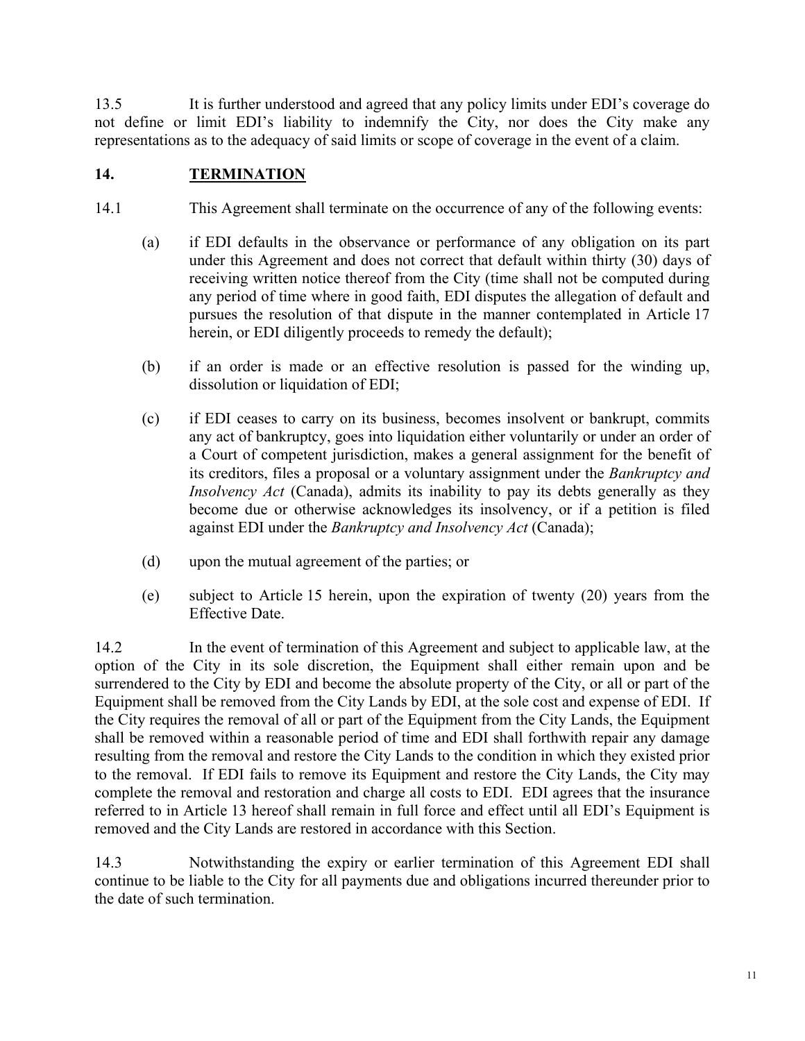13.5 It is further understood and agreed that any policy limits under EDI's coverage do not define or limit EDI's liability to indemnify the City, nor does the City make any representations as to the adequacy of said limits or scope of coverage in the event of a claim.

## 14. TERMINATION

14.1 This Agreement shall terminate on the occurrence of any of the following events:

(a) if EDI defaults in the observance or performance of any obligation on its part under this Agreement and does not correct that default within thirty (30) days of receiving written notice thereof from the City (time shall not be computed during any period of time where in good faith, EDI disputes the allegation of default and pursues the resolution of that dispute in the manner contemplated in Article 17 herein, or EDI diligently proceeds to remedy the default);

(b) if an order is made or an effective resolution is passed for the winding up, dissolution or liquidation of EDI;

(c) if EDI ceases to carry on its business, becomes insolvent or bankrupt, commits any act of bankruptcy, goes into liquidation either voluntarily or under an order of a Court of competent jurisdiction, makes a general assignment for the benefit of its creditors, files a proposal or a voluntary assignment under the *Bankruptcy and Insolvency Act* (Canada), admits its inability to pay its debts generally as they become due or otherwise acknowledges its insolvency, or if a petition is filed against EDI under the *Bankruptcy and Insolvency Act* (Canada);

(d) upon the mutual agreement of the parties; or

(e) subject to Article 15 herein, upon the expiration of twenty (20) years from the Effective Date.

14.2 In the event of termination of this Agreement and subject to applicable law, at the option of the City in its sole discretion, the Equipment shall either remain upon and be surrendered to the City by EDI and become the absolute property of the City, or all or part of the Equipment shall be removed from the City Lands by EDI, at the sole cost and expense of EDI. If the City requires the removal of all or part of the Equipment from the City Lands, the Equipment shall be removed within a reasonable period of time and EDI shall forthwith repair any damage resulting from the removal and restore the City Lands to the condition in which they existed prior to the removal. If EDI fails to remove its Equipment and restore the City Lands, the City may complete the removal and restoration and charge all costs to EDI. EDI agrees that the insurance referred to in Article 13 hereof shall remain in full force and effect until all EDI's Equipment is removed and the City Lands are restored in accordance with this Section.

14.3 Notwithstanding the expiry or earlier termination of this Agreement EDI shall continue to be liable to the City for all payments due and obligations incurred thereunder prior to the date of such termination.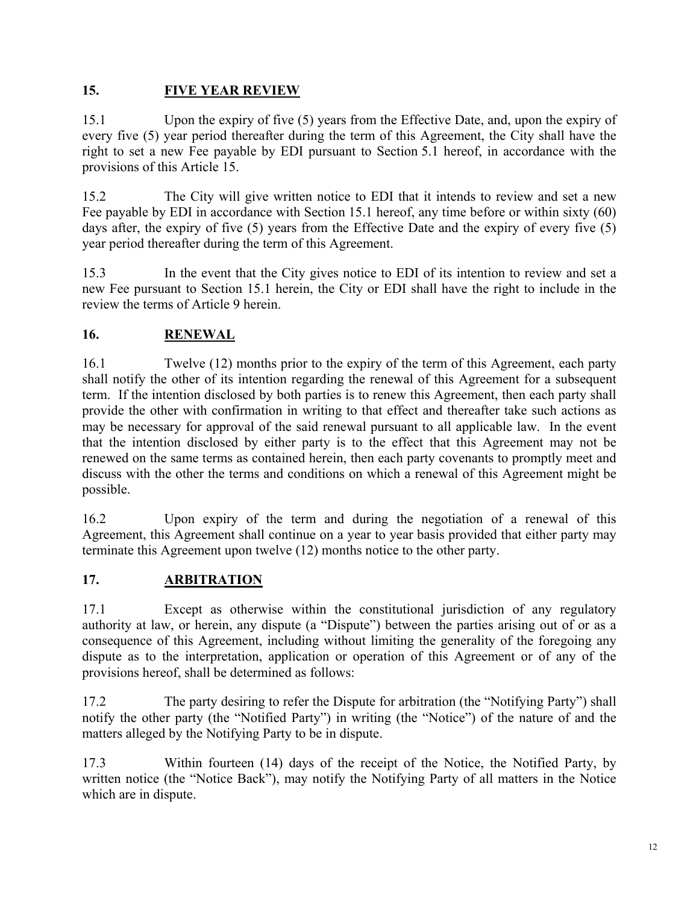## 15. FIVE YEAR REVIEW

15.1 Upon the expiry of five (5) years from the Effective Date, and, upon the expiry of every five (5) year period thereafter during the term of this Agreement, the City shall have the right to set a new Fee payable by EDI pursuant to Section 5.1 hereof, in accordance with the provisions of this Article 15.

15.2 The City will give written notice to EDI that it intends to review and set a new Fee payable by EDI in accordance with Section 15.1 hereof, any time before or within sixty (60) days after, the expiry of five (5) years from the Effective Date and the expiry of every five (5) year period thereafter during the term of this Agreement.

15.3 In the event that the City gives notice to EDI of its intention to review and set a new Fee pursuant to Section 15.1 herein, the City or EDI shall have the right to include in the review the terms of Article 9 herein.

## 16. RENEWAL

16.1 Twelve (12) months prior to the expiry of the term of this Agreement, each party shall notify the other of its intention regarding the renewal of this Agreement for a subsequent term. If the intention disclosed by both parties is to renew this Agreement, then each party shall provide the other with confirmation in writing to that effect and thereafter take such actions as may be necessary for approval of the said renewal pursuant to all applicable law. In the event that the intention disclosed by either party is to the effect that this Agreement may not be renewed on the same terms as contained herein, then each party covenants to promptly meet and discuss with the other the terms and conditions on which a renewal of this Agreement might be possible.

16.2 Upon expiry of the term and during the negotiation of a renewal of this Agreement, this Agreement shall continue on a year to year basis provided that either party may terminate this Agreement upon twelve (12) months notice to the other party.

## 17. ARBITRATION

17.1 Except as otherwise within the constitutional jurisdiction of any regulatory authority at law, or herein, any dispute (a "Dispute") between the parties arising out of or as a consequence of this Agreement, including without limiting the generality of the foregoing any dispute as to the interpretation, application or operation of this Agreement or of any of the provisions hereof, shall be determined as follows:

17.2 The party desiring to refer the Dispute for arbitration (the "Notifying Party") shall notify the other party (the "Notified Party") in writing (the "Notice") of the nature of and the matters alleged by the Notifying Party to be in dispute.

17.3 Within fourteen (14) days of the receipt of the Notice, the Notified Party, by written notice (the "Notice Back"), may notify the Notifying Party of all matters in the Notice which are in dispute.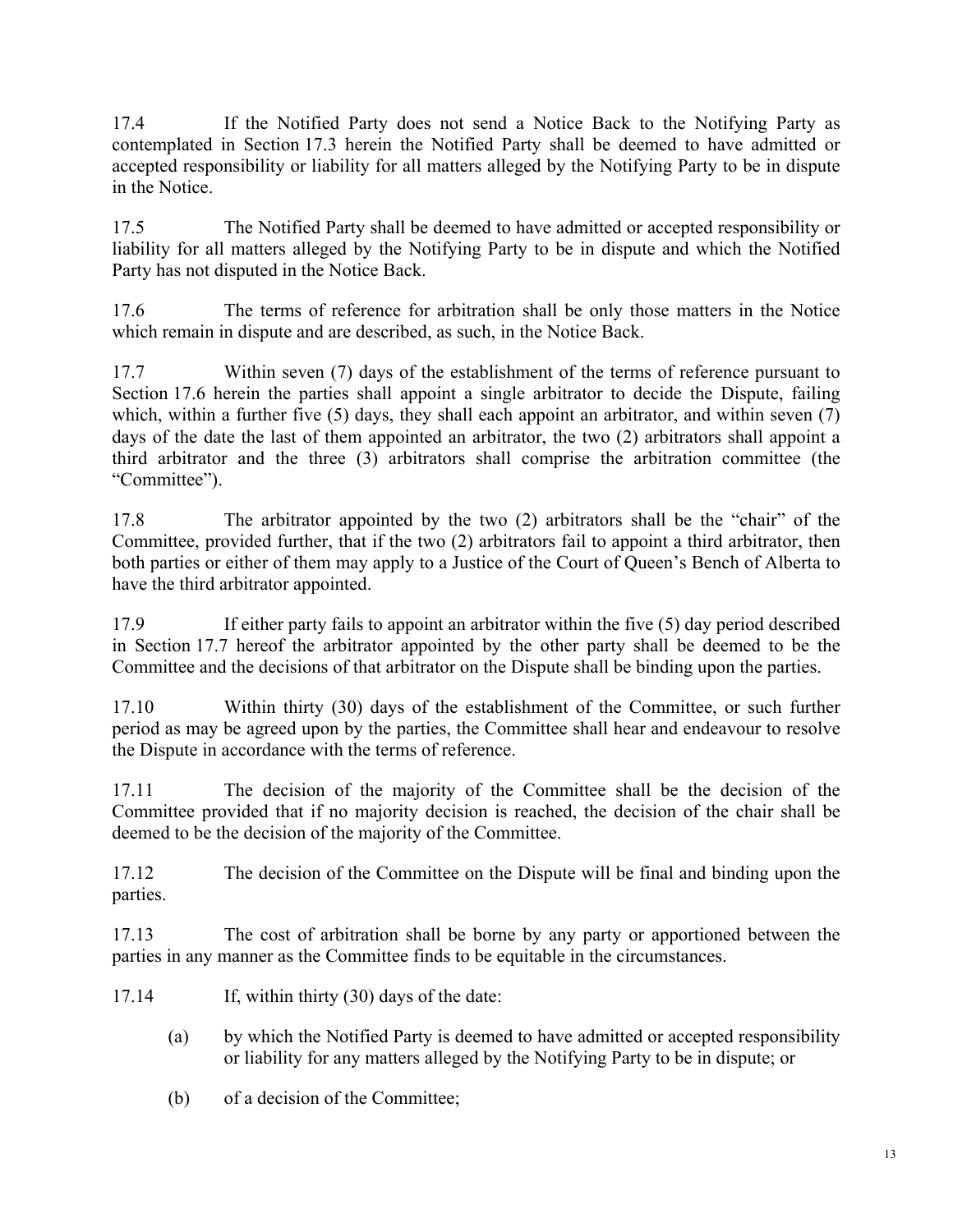17.4 If the Notified Party does not send a Notice Back to the Notifying Party as contemplated in Section 17.3 herein the Notified Party shall be deemed to have admitted or accepted responsibility or liability for all matters alleged by the Notifying Party to be in dispute in the Notice.

17.5 The Notified Party shall be deemed to have admitted or accepted responsibility or liability for all matters alleged by the Notifying Party to be in dispute and which the Notified Party has not disputed in the Notice Back.

17.6 The terms of reference for arbitration shall be only those matters in the Notice which remain in dispute and are described, as such, in the Notice Back.

17.7 Within seven (7) days of the establishment of the terms of reference pursuant to Section 17.6 herein the parties shall appoint a single arbitrator to decide the Dispute, failing which, within a further five (5) days, they shall each appoint an arbitrator, and within seven (7) days of the date the last of them appointed an arbitrator, the two (2) arbitrators shall appoint a third arbitrator and the three (3) arbitrators shall comprise the arbitration committee (the "Committee").

17.8 The arbitrator appointed by the two (2) arbitrators shall be the "chair" of the Committee, provided further, that if the two (2) arbitrators fail to appoint a third arbitrator, then both parties or either of them may apply to a Justice of the Court of Queen's Bench of Alberta to have the third arbitrator appointed.

17.9 If either party fails to appoint an arbitrator within the five (5) day period described in Section 17.7 hereof the arbitrator appointed by the other party shall be deemed to be the Committee and the decisions of that arbitrator on the Dispute shall be binding upon the parties.

17.10 Within thirty (30) days of the establishment of the Committee, or such further period as may be agreed upon by the parties, the Committee shall hear and endeavour to resolve the Dispute in accordance with the terms of reference.

17.11 The decision of the majority of the Committee shall be the decision of the Committee provided that if no majority decision is reached, the decision of the chair shall be deemed to be the decision of the majority of the Committee.

17.12 The decision of the Committee on the Dispute will be final and binding upon the parties.

17.13 The cost of arbitration shall be borne by any party or apportioned between the parties in any manner as the Committee finds to be equitable in the circumstances.

17.14 If, within thirty (30) days of the date:

(a) by which the Notified Party is deemed to have admitted or accepted responsibility or liability for any matters alleged by the Notifying Party to be in dispute; or

(b) of a decision of the Committee;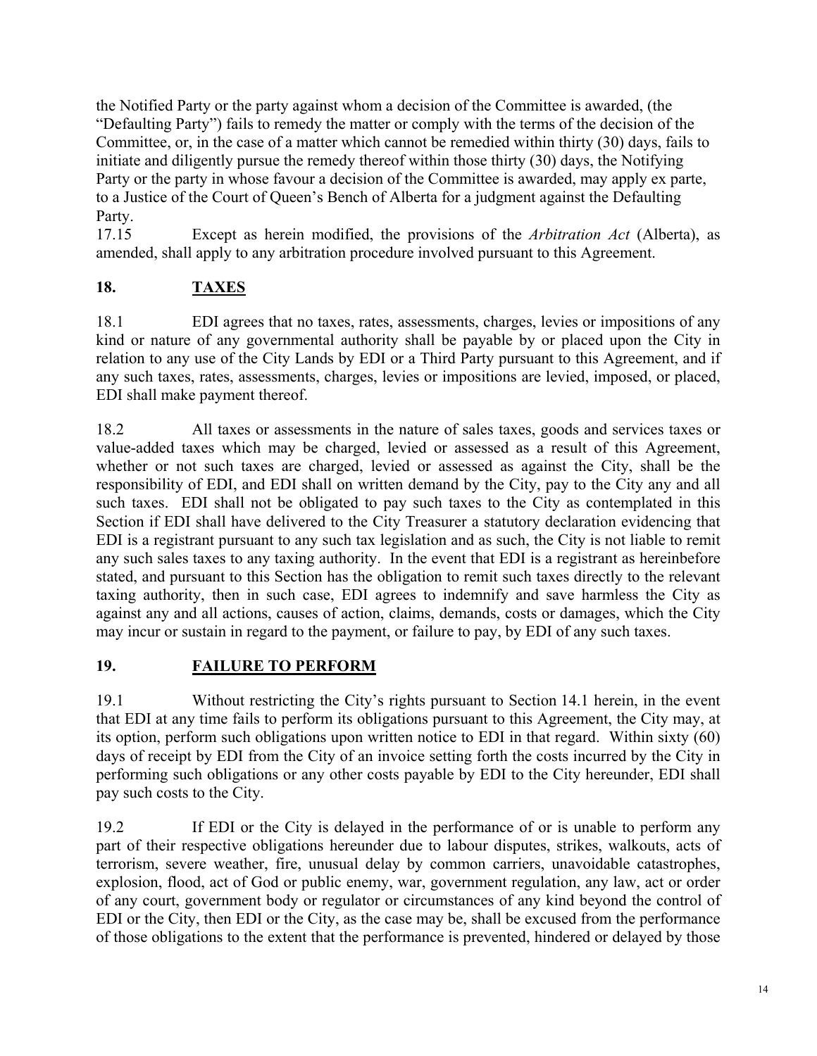the Notified Party or the party against whom a decision of the Committee is awarded, (the "Defaulting Party") fails to remedy the matter or comply with the terms of the decision of the Committee, or, in the case of a matter which cannot be remedied within thirty (30) days, fails to initiate and diligently pursue the remedy thereof within those thirty (30) days, the Notifying Party or the party in whose favour a decision of the Committee is awarded, may apply ex parte, to a Justice of the Court of Queen's Bench of Alberta for a judgment against the Defaulting Party.

17.15 Except as herein modified, the provisions of the *Arbitration Act* (Alberta), as amended, shall apply to any arbitration procedure involved pursuant to this Agreement.

## 18. TAXES

18.1 EDI agrees that no taxes, rates, assessments, charges, levies or impositions of any kind or nature of any governmental authority shall be payable by or placed upon the City in relation to any use of the City Lands by EDI or a Third Party pursuant to this Agreement, and if any such taxes, rates, assessments, charges, levies or impositions are levied, imposed, or placed, EDI shall make payment thereof.

18.2 All taxes or assessments in the nature of sales taxes, goods and services taxes or value-added taxes which may be charged, levied or assessed as a result of this Agreement, whether or not such taxes are charged, levied or assessed as against the City, shall be the responsibility of EDI, and EDI shall on written demand by the City, pay to the City any and all such taxes. EDI shall not be obligated to pay such taxes to the City as contemplated in this Section if EDI shall have delivered to the City Treasurer a statutory declaration evidencing that EDI is a registrant pursuant to any such tax legislation and as such, the City is not liable to remit any such sales taxes to any taxing authority. In the event that EDI is a registrant as hereinbefore stated, and pursuant to this Section has the obligation to remit such taxes directly to the relevant taxing authority, then in such case, EDI agrees to indemnify and save harmless the City as against any and all actions, causes of action, claims, demands, costs or damages, which the City may incur or sustain in regard to the payment, or failure to pay, by EDI of any such taxes.

## 19. FAILURE TO PERFORM

19.1 Without restricting the City's rights pursuant to Section 14.1 herein, in the event that EDI at any time fails to perform its obligations pursuant to this Agreement, the City may, at its option, perform such obligations upon written notice to EDI in that regard. Within sixty (60) days of receipt by EDI from the City of an invoice setting forth the costs incurred by the City in performing such obligations or any other costs payable by EDI to the City hereunder, EDI shall pay such costs to the City.

19.2 If EDI or the City is delayed in the performance of or is unable to perform any part of their respective obligations hereunder due to labour disputes, strikes, walkouts, acts of terrorism, severe weather, fire, unusual delay by common carriers, unavoidable catastrophes, explosion, flood, act of God or public enemy, war, government regulation, any law, act or order of any court, government body or regulator or circumstances of any kind beyond the control of EDI or the City, then EDI or the City, as the case may be, shall be excused from the performance of those obligations to the extent that the performance is prevented, hindered or delayed by those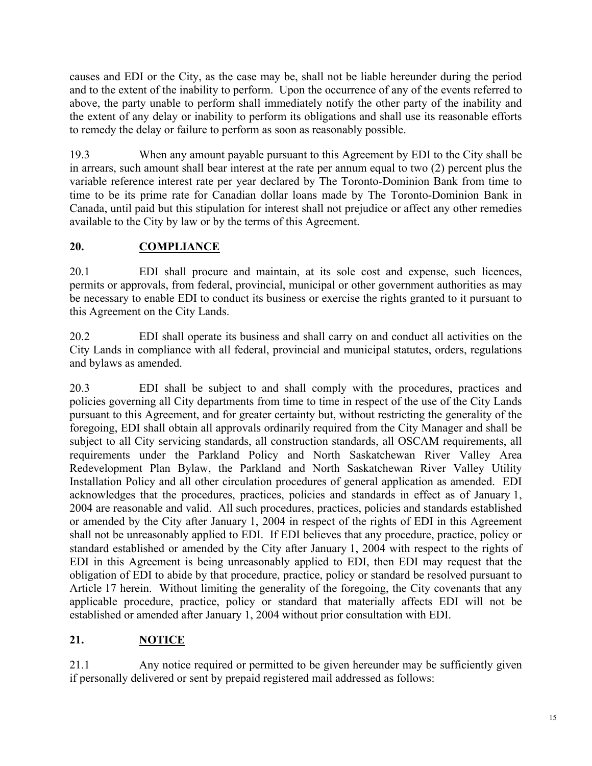causes and EDI or the City, as the case may be, shall not be liable hereunder during the period and to the extent of the inability to perform. Upon the occurrence of any of the events referred to above, the party unable to perform shall immediately notify the other party of the inability and the extent of any delay or inability to perform its obligations and shall use its reasonable efforts to remedy the delay or failure to perform as soon as reasonably possible.

19.3 When any amount payable pursuant to this Agreement by EDI to the City shall be in arrears, such amount shall bear interest at the rate per annum equal to two (2) percent plus the variable reference interest rate per year declared by The Toronto-Dominion Bank from time to time to be its prime rate for Canadian dollar loans made by The Toronto-Dominion Bank in Canada, until paid but this stipulation for interest shall not prejudice or affect any other remedies available to the City by law or by the terms of this Agreement.

## 20. COMPLIANCE

20.1 EDI shall procure and maintain, at its sole cost and expense, such licences, permits or approvals, from federal, provincial, municipal or other government authorities as may be necessary to enable EDI to conduct its business or exercise the rights granted to it pursuant to this Agreement on the City Lands.

20.2 EDI shall operate its business and shall carry on and conduct all activities on the City Lands in compliance with all federal, provincial and municipal statutes, orders, regulations and bylaws as amended.

20.3 EDI shall be subject to and shall comply with the procedures, practices and policies governing all City departments from time to time in respect of the use of the City Lands pursuant to this Agreement, and for greater certainty but, without restricting the generality of the foregoing, EDI shall obtain all approvals ordinarily required from the City Manager and shall be subject to all City servicing standards, all construction standards, all OSCAM requirements, all requirements under the Parkland Policy and North Saskatchewan River Valley Area Redevelopment Plan Bylaw, the Parkland and North Saskatchewan River Valley Utility Installation Policy and all other circulation procedures of general application as amended. EDI acknowledges that the procedures, practices, policies and standards in effect as of January 1, 2004 are reasonable and valid. All such procedures, practices, policies and standards established or amended by the City after January 1, 2004 in respect of the rights of EDI in this Agreement shall not be unreasonably applied to EDI. If EDI believes that any procedure, practice, policy or standard established or amended by the City after January 1, 2004 with respect to the rights of EDI in this Agreement is being unreasonably applied to EDI, then EDI may request that the obligation of EDI to abide by that procedure, practice, policy or standard be resolved pursuant to Article 17 herein. Without limiting the generality of the foregoing, the City covenants that any applicable procedure, practice, policy or standard that materially affects EDI will not be established or amended after January 1, 2004 without prior consultation with EDI.

## 21. NOTICE

21.1 Any notice required or permitted to be given hereunder may be sufficiently given if personally delivered or sent by prepaid registered mail addressed as follows: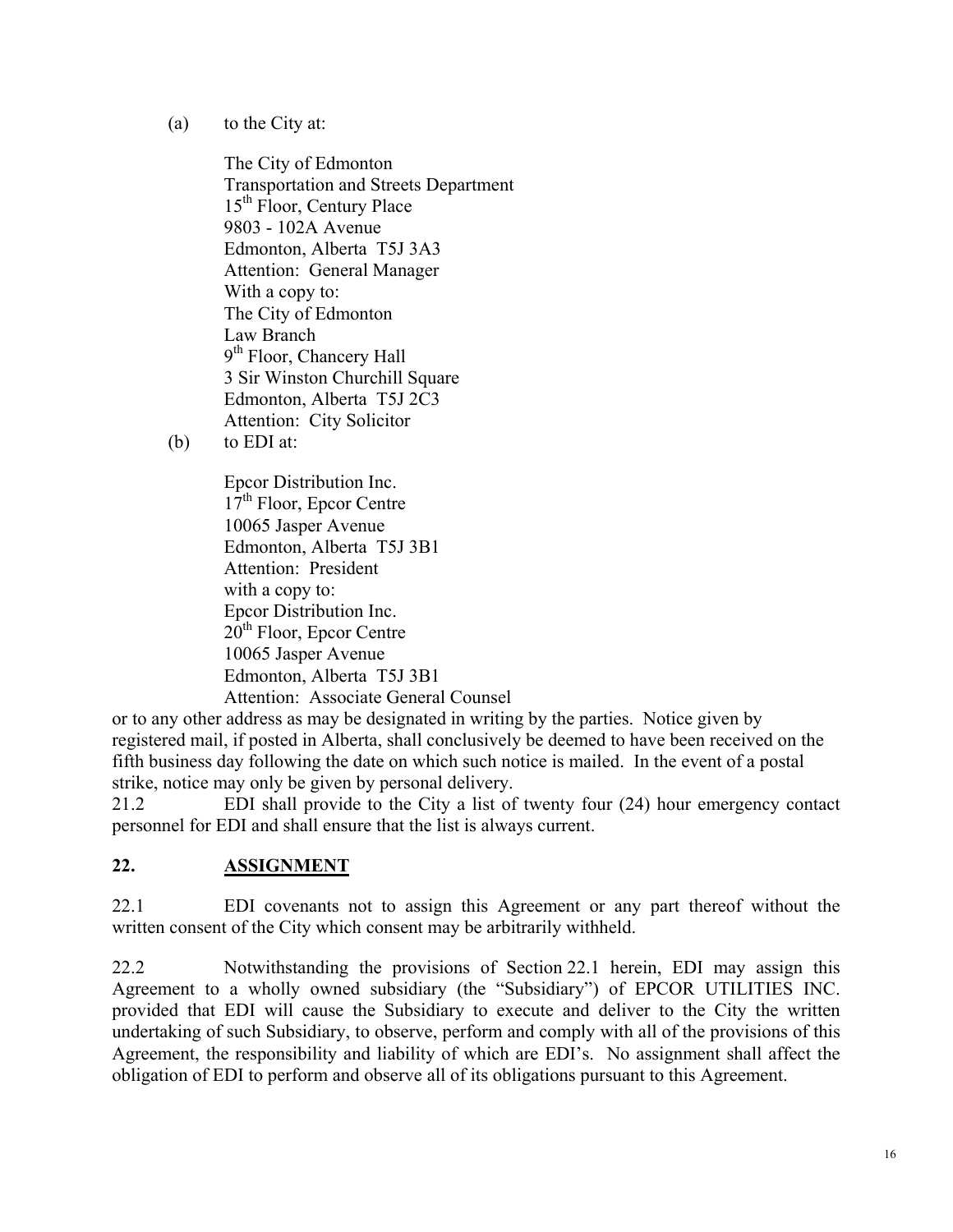(a) to the City at:

The City of Edmonton
Transportation and Streets Department
15th Floor, Century Place
9803 - 102A Avenue
Edmonton, Alberta T5J 3A3
Attention: General Manager
With a copy to:
The City of Edmonton
Law Branch
9th Floor, Chancery Hall
3 Sir Winston Churchill Square
Edmonton, Alberta T5J 2C3
Attention: City Solicitor

(b) to EDI at:

Epcor Distribution Inc.
17th Floor, Epcor Centre
10065 Jasper Avenue
Edmonton, Alberta T5J 3B1
Attention: President
with a copy to:
Epcor Distribution Inc.
20th Floor, Epcor Centre
10065 Jasper Avenue
Edmonton, Alberta T5J 3B1
Attention: Associate General Counsel

or to any other address as may be designated in writing by the parties. Notice given by registered mail, if posted in Alberta, shall conclusively be deemed to have been received on the fifth business day following the date on which such notice is mailed. In the event of a postal strike, notice may only be given by personal delivery.

21.2 EDI shall provide to the City a list of twenty four (24) hour emergency contact personnel for EDI and shall ensure that the list is always current.

## 22. ASSIGNMENT

22.1 EDI covenants not to assign this Agreement or any part thereof without the written consent of the City which consent may be arbitrarily withheld.

22.2 Notwithstanding the provisions of Section 22.1 herein, EDI may assign this Agreement to a wholly owned subsidiary (the "Subsidiary") of EPCOR UTILITIES INC. provided that EDI will cause the Subsidiary to execute and deliver to the City the written undertaking of such Subsidiary, to observe, perform and comply with all of the provisions of this Agreement, the responsibility and liability of which are EDI's. No assignment shall affect the obligation of EDI to perform and observe all of its obligations pursuant to this Agreement.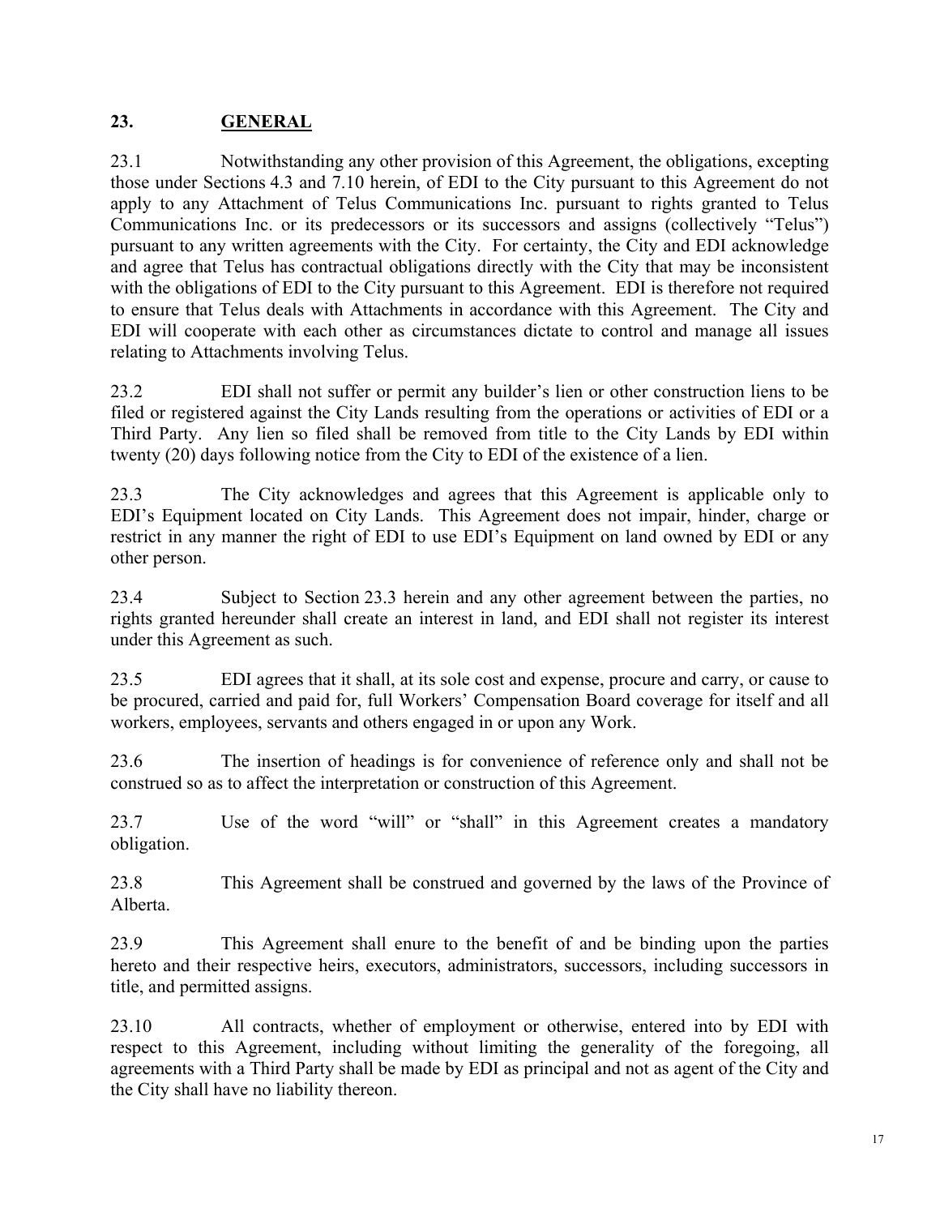## 23. GENERAL

23.1 Notwithstanding any other provision of this Agreement, the obligations, excepting those under Sections 4.3 and 7.10 herein, of EDI to the City pursuant to this Agreement do not apply to any Attachment of Telus Communications Inc. pursuant to rights granted to Telus Communications Inc. or its predecessors or its successors and assigns (collectively "Telus") pursuant to any written agreements with the City. For certainty, the City and EDI acknowledge and agree that Telus has contractual obligations directly with the City that may be inconsistent with the obligations of EDI to the City pursuant to this Agreement. EDI is therefore not required to ensure that Telus deals with Attachments in accordance with this Agreement. The City and EDI will cooperate with each other as circumstances dictate to control and manage all issues relating to Attachments involving Telus.

23.2 EDI shall not suffer or permit any builder's lien or other construction liens to be filed or registered against the City Lands resulting from the operations or activities of EDI or a Third Party. Any lien so filed shall be removed from title to the City Lands by EDI within twenty (20) days following notice from the City to EDI of the existence of a lien.

23.3 The City acknowledges and agrees that this Agreement is applicable only to EDI's Equipment located on City Lands. This Agreement does not impair, hinder, charge or restrict in any manner the right of EDI to use EDI's Equipment on land owned by EDI or any other person.

23.4 Subject to Section 23.3 herein and any other agreement between the parties, no rights granted hereunder shall create an interest in land, and EDI shall not register its interest under this Agreement as such.

23.5 EDI agrees that it shall, at its sole cost and expense, procure and carry, or cause to be procured, carried and paid for, full Workers' Compensation Board coverage for itself and all workers, employees, servants and others engaged in or upon any Work.

23.6 The insertion of headings is for convenience of reference only and shall not be construed so as to affect the interpretation or construction of this Agreement.

23.7 Use of the word "will" or "shall" in this Agreement creates a mandatory obligation.

23.8 This Agreement shall be construed and governed by the laws of the Province of Alberta.

23.9 This Agreement shall enure to the benefit of and be binding upon the parties hereto and their respective heirs, executors, administrators, successors, including successors in title, and permitted assigns.

23.10 All contracts, whether of employment or otherwise, entered into by EDI with respect to this Agreement, including without limiting the generality of the foregoing, all agreements with a Third Party shall be made by EDI as principal and not as agent of the City and the City shall have no liability thereon.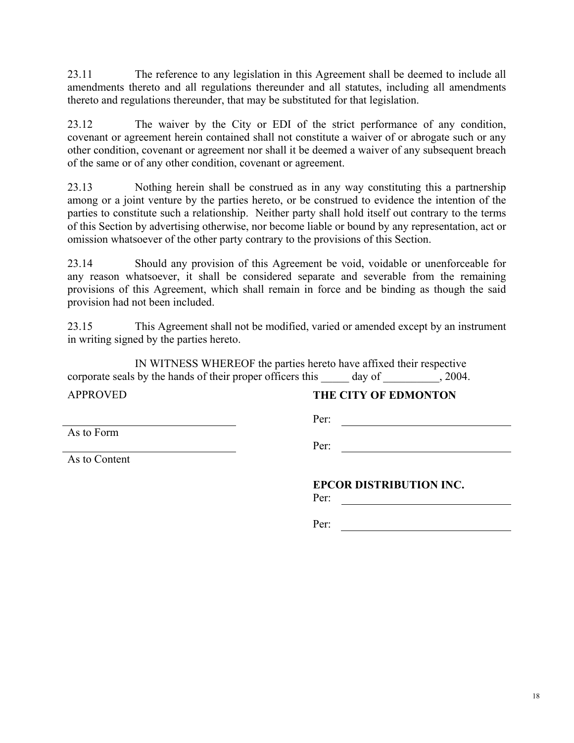23.11 The reference to any legislation in this Agreement shall be deemed to include all amendments thereto and all regulations thereunder and all statutes, including all amendments thereto and regulations thereunder, that may be substituted for that legislation.

23.12 The waiver by the City or EDI of the strict performance of any condition, covenant or agreement herein contained shall not constitute a waiver of or abrogate such or any other condition, covenant or agreement nor shall it be deemed a waiver of any subsequent breach of the same or of any other condition, covenant or agreement.

23.13 Nothing herein shall be construed as in any way constituting this a partnership among or a joint venture by the parties hereto, or be construed to evidence the intention of the parties to constitute such a relationship. Neither party shall hold itself out contrary to the terms of this Section by advertising otherwise, nor become liable or bound by any representation, act or omission whatsoever of the other party contrary to the provisions of this Section.

23.14 Should any provision of this Agreement be void, voidable or unenforceable for any reason whatsoever, it shall be considered separate and severable from the remaining provisions of this Agreement, which shall remain in force and be binding as though the said provision had not been included.

23.15 This Agreement shall not be modified, varied or amended except by an instrument in writing signed by the parties hereto.

IN WITNESS WHEREOF the parties hereto have affixed their respective corporate seals by the hands of their proper officers this _____ day of __________, 2004.

APPROVED

______________________________
As to Form

______________________________
As to Content

**THE CITY OF EDMONTON**

Per: ______________________________

Per: ______________________________

**EPCOR DISTRIBUTION INC.**

Per: ______________________________

Per: ______________________________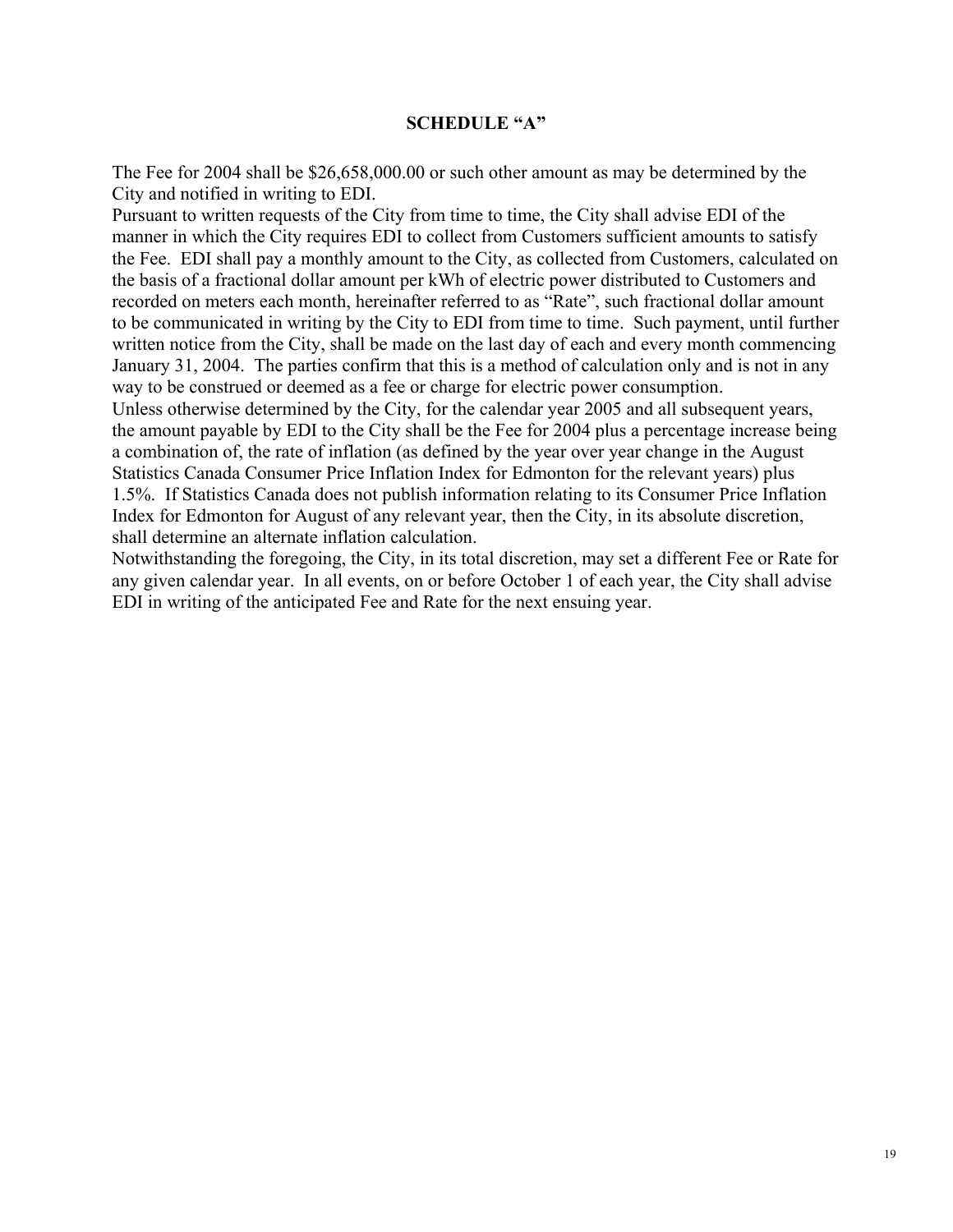## SCHEDULE "A"

The Fee for 2004 shall be $26,658,000.00 or such other amount as may be determined by the City and notified in writing to EDI.

Pursuant to written requests of the City from time to time, the City shall advise EDI of the manner in which the City requires EDI to collect from Customers sufficient amounts to satisfy the Fee. EDI shall pay a monthly amount to the City, as collected from Customers, calculated on the basis of a fractional dollar amount per kWh of electric power distributed to Customers and recorded on meters each month, hereinafter referred to as "Rate", such fractional dollar amount to be communicated in writing by the City to EDI from time to time. Such payment, until further written notice from the City, shall be made on the last day of each and every month commencing January 31, 2004. The parties confirm that this is a method of calculation only and is not in any way to be construed or deemed as a fee or charge for electric power consumption.

Unless otherwise determined by the City, for the calendar year 2005 and all subsequent years, the amount payable by EDI to the City shall be the Fee for 2004 plus a percentage increase being a combination of, the rate of inflation (as defined by the year over year change in the August Statistics Canada Consumer Price Inflation Index for Edmonton for the relevant years) plus 1.5%. If Statistics Canada does not publish information relating to its Consumer Price Inflation Index for Edmonton for August of any relevant year, then the City, in its absolute discretion, shall determine an alternate inflation calculation.

Notwithstanding the foregoing, the City, in its total discretion, may set a different Fee or Rate for any given calendar year. In all events, on or before October 1 of each year, the City shall advise EDI in writing of the anticipated Fee and Rate for the next ensuing year.